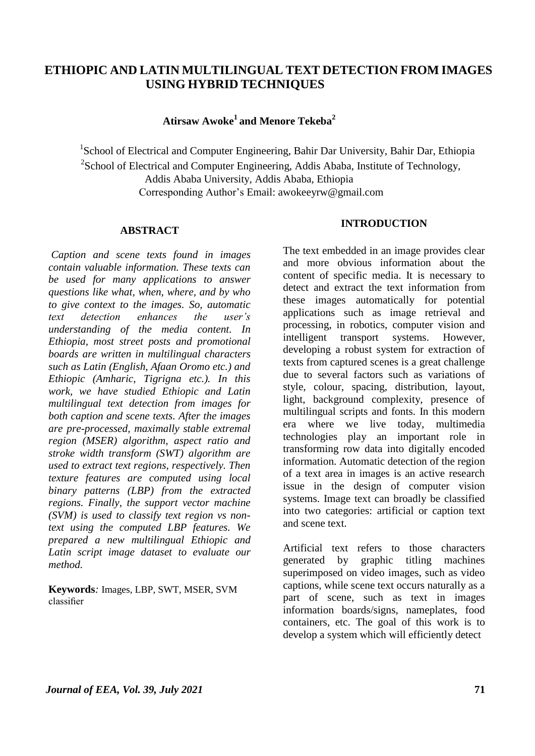# ETHIOPIC AND LATIN MULTILINGUAL TEXT DETECTION FROM IMAGES USING HYBRID TECHNIQUES

**Atirsaw Awoke[1] and Menore Tekeba[2]**

[1]School of Electrical and Computer Engineering, Bahir Dar University, Bahir Dar, Ethiopia
[2]School of Electrical and Computer Engineering, Addis Ababa, Institute of Technology, Addis Ababa University, Addis Ababa, Ethiopia
Corresponding Author's Email: awokeeyrw@gmail.com

## ABSTRACT

*Caption and scene texts found in images contain valuable information. These texts can be used for many applications to answer questions like what, when, where, and by who to give context to the images. So, automatic text detection enhances the user's understanding of the media content. In Ethiopia, most street posts and promotional boards are written in multilingual characters such as Latin (English, Afaan Oromo etc.) and Ethiopic (Amharic, Tigrigna etc.). In this work, we have studied Ethiopic and Latin multilingual text detection from images for both caption and scene texts. After the images are pre-processed, maximally stable extremal region (MSER) algorithm, aspect ratio and stroke width transform (SWT) algorithm are used to extract text regions, respectively. Then texture features are computed using local binary patterns (LBP) from the extracted regions. Finally, the support vector machine (SVM) is used to classify text region vs non-text using the computed LBP features. We prepared a new multilingual Ethiopic and Latin script image dataset to evaluate our method.*

**Keywords***:* Images, LBP, SWT, MSER, SVM classifier

## INTRODUCTION

The text embedded in an image provides clear and more obvious information about the content of specific media. It is necessary to detect and extract the text information from these images automatically for potential applications such as image retrieval and processing, in robotics, computer vision and intelligent transport systems. However, developing a robust system for extraction of texts from captured scenes is a great challenge due to several factors such as variations of style, colour, spacing, distribution, layout, light, background complexity, presence of multilingual scripts and fonts. In this modern era where we live today, multimedia technologies play an important role in transforming row data into digitally encoded information. Automatic detection of the region of a text area in images is an active research issue in the design of computer vision systems. Image text can broadly be classified into two categories: artificial or caption text and scene text.

Artificial text refers to those characters generated by graphic titling machines superimposed on video images, such as video captions, while scene text occurs naturally as a part of scene, such as text in images information boards/signs, nameplates, food containers, etc. The goal of this work is to develop a system which will efficiently detect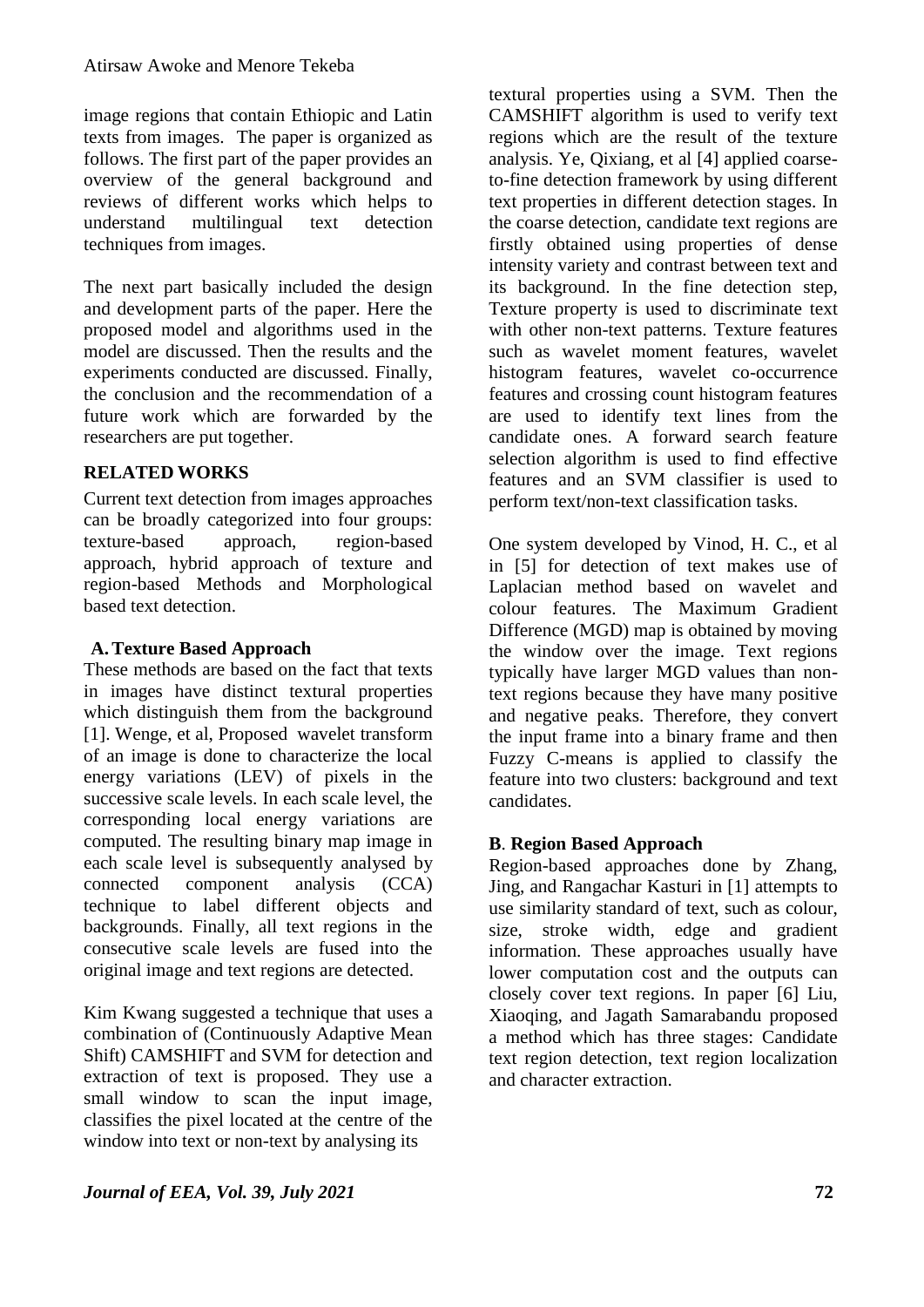image regions that contain Ethiopic and Latin texts from images. The paper is organized as follows. The first part of the paper provides an overview of the general background and reviews of different works which helps to understand multilingual text detection techniques from images.

The next part basically included the design and development parts of the paper. Here the proposed model and algorithms used in the model are discussed. Then the results and the experiments conducted are discussed. Finally, the conclusion and the recommendation of a future work which are forwarded by the researchers are put together.

## RELATED WORKS

Current text detection from images approaches can be broadly categorized into four groups: texture-based approach, region-based approach, hybrid approach of texture and region-based Methods and Morphological based text detection.

### A. Texture Based Approach

These methods are based on the fact that texts in images have distinct textural properties which distinguish them from the background [1]. Wenge, et al, Proposed wavelet transform of an image is done to characterize the local energy variations (LEV) of pixels in the successive scale levels. In each scale level, the corresponding local energy variations are computed. The resulting binary map image in each scale level is subsequently analysed by connected component analysis (CCA) technique to label different objects and backgrounds. Finally, all text regions in the consecutive scale levels are fused into the original image and text regions are detected.

Kim Kwang suggested a technique that uses a combination of (Continuously Adaptive Mean Shift) CAMSHIFT and SVM for detection and extraction of text is proposed. They use a small window to scan the input image, classifies the pixel located at the centre of the window into text or non-text by analysing its textural properties using a SVM. Then the CAMSHIFT algorithm is used to verify text regions which are the result of the texture analysis. Ye, Qixiang, et al [4] applied coarse-to-fine detection framework by using different text properties in different detection stages. In the coarse detection, candidate text regions are firstly obtained using properties of dense intensity variety and contrast between text and its background. In the fine detection step, Texture property is used to discriminate text with other non-text patterns. Texture features such as wavelet moment features, wavelet histogram features, wavelet co-occurrence features and crossing count histogram features are used to identify text lines from the candidate ones. A forward search feature selection algorithm is used to find effective features and an SVM classifier is used to perform text/non-text classification tasks.

One system developed by Vinod, H. C., et al in [5] for detection of text makes use of Laplacian method based on wavelet and colour features. The Maximum Gradient Difference (MGD) map is obtained by moving the window over the image. Text regions typically have larger MGD values than non-text regions because they have many positive and negative peaks. Therefore, they convert the input frame into a binary frame and then Fuzzy C-means is applied to classify the feature into two clusters: background and text candidates.

### B. Region Based Approach

Region-based approaches done by Zhang, Jing, and Rangachar Kasturi in [1] attempts to use similarity standard of text, such as colour, size, stroke width, edge and gradient information. These approaches usually have lower computation cost and the outputs can closely cover text regions. In paper [6] Liu, Xiaoqing, and Jagath Samarabandu proposed a method which has three stages: Candidate text region detection, text region localization and character extraction.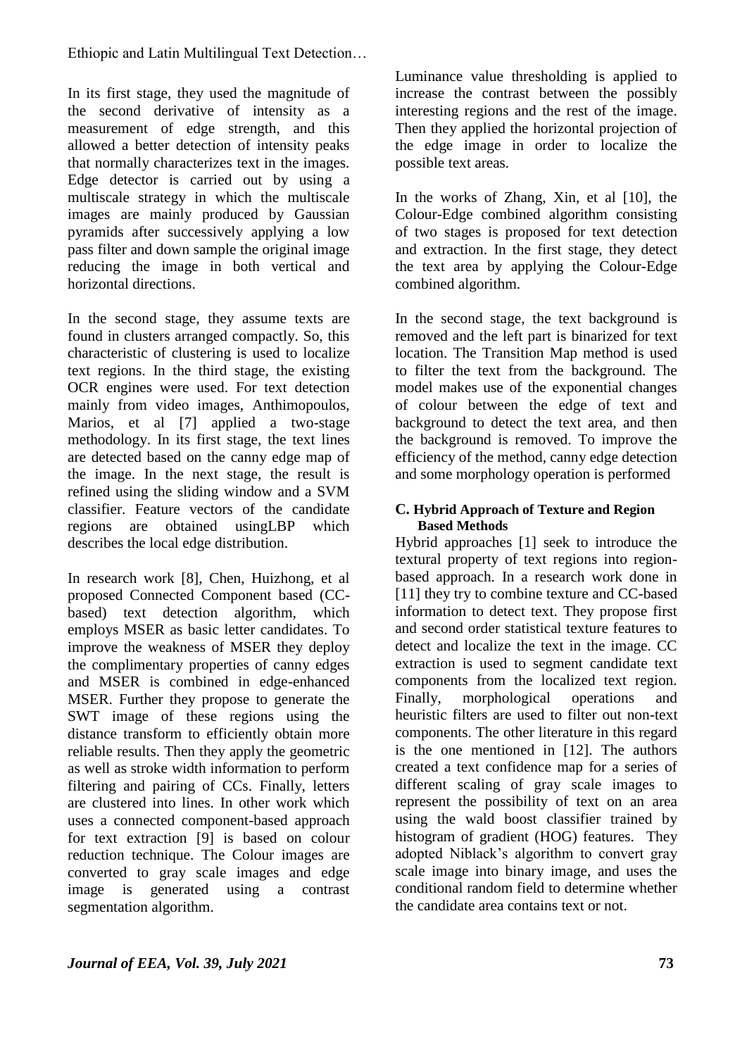In its first stage, they used the magnitude of the second derivative of intensity as a measurement of edge strength, and this allowed a better detection of intensity peaks that normally characterizes text in the images. Edge detector is carried out by using a multiscale strategy in which the multiscale images are mainly produced by Gaussian pyramids after successively applying a low pass filter and down sample the original image reducing the image in both vertical and horizontal directions.

In the second stage, they assume texts are found in clusters arranged compactly. So, this characteristic of clustering is used to localize text regions. In the third stage, the existing OCR engines were used. For text detection mainly from video images, Anthimopoulos, Marios, et al [7] applied a two-stage methodology. In its first stage, the text lines are detected based on the canny edge map of the image. In the next stage, the result is refined using the sliding window and a SVM classifier. Feature vectors of the candidate regions are obtained usingLBP which describes the local edge distribution.

In research work [8], Chen, Huizhong, et al proposed Connected Component based (CC-based) text detection algorithm, which employs MSER as basic letter candidates. To improve the weakness of MSER they deploy the complimentary properties of canny edges and MSER is combined in edge-enhanced MSER. Further they propose to generate the SWT image of these regions using the distance transform to efficiently obtain more reliable results. Then they apply the geometric as well as stroke width information to perform filtering and pairing of CCs. Finally, letters are clustered into lines. In other work which uses a connected component-based approach for text extraction [9] is based on colour reduction technique. The Colour images are converted to gray scale images and edge image is generated using a contrast segmentation algorithm. Luminance value thresholding is applied to increase the contrast between the possibly interesting regions and the rest of the image. Then they applied the horizontal projection of the edge image in order to localize the possible text areas.

In the works of Zhang, Xin, et al [10], the Colour-Edge combined algorithm consisting of two stages is proposed for text detection and extraction. In the first stage, they detect the text area by applying the Colour-Edge combined algorithm.

In the second stage, the text background is removed and the left part is binarized for text location. The Transition Map method is used to filter the text from the background. The model makes use of the exponential changes of colour between the edge of text and background to detect the text area, and then the background is removed. To improve the efficiency of the method, canny edge detection and some morphology operation is performed

### C. Hybrid Approach of Texture and Region Based Methods

Hybrid approaches [1] seek to introduce the textural property of text regions into region-based approach. In a research work done in [11] they try to combine texture and CC-based information to detect text. They propose first and second order statistical texture features to detect and localize the text in the image. CC extraction is used to segment candidate text components from the localized text region. Finally, morphological operations and heuristic filters are used to filter out non-text components. The other literature in this regard is the one mentioned in [12]. The authors created a text confidence map for a series of different scaling of gray scale images to represent the possibility of text on an area using the wald boost classifier trained by histogram of gradient (HOG) features. They adopted Niblack's algorithm to convert gray scale image into binary image, and uses the conditional random field to determine whether the candidate area contains text or not.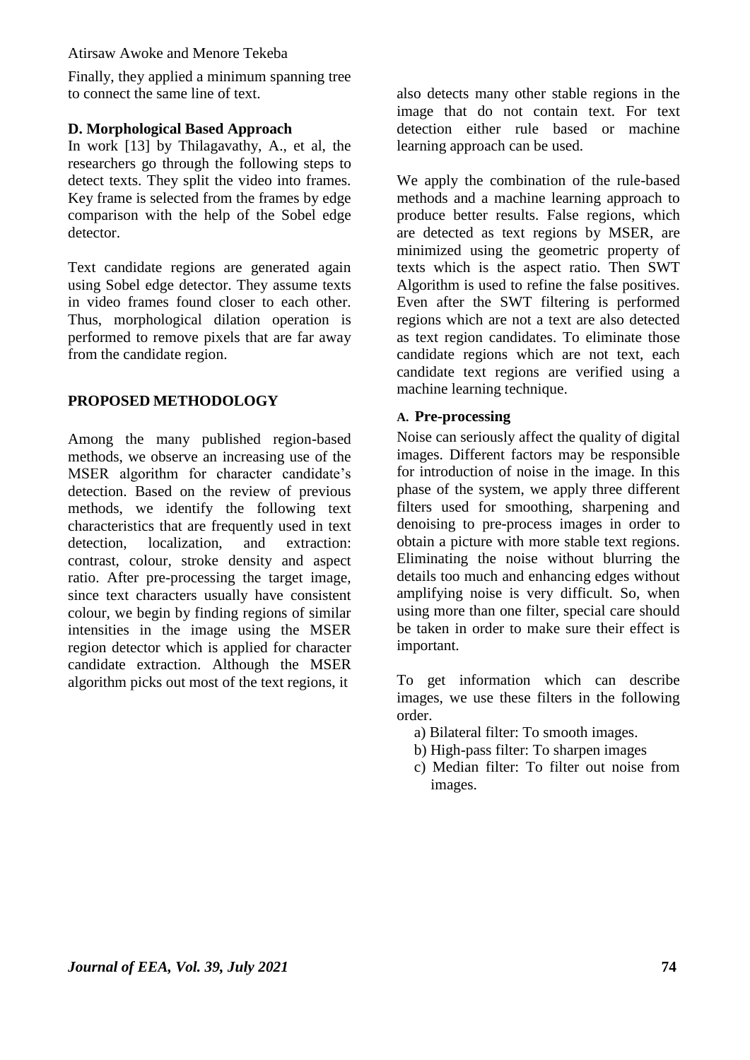Finally, they applied a minimum spanning tree to connect the same line of text.

### D. Morphological Based Approach

In work [13] by Thilagavathy, A., et al, the researchers go through the following steps to detect texts. They split the video into frames. Key frame is selected from the frames by edge comparison with the help of the Sobel edge detector.

Text candidate regions are generated again using Sobel edge detector. They assume texts in video frames found closer to each other. Thus, morphological dilation operation is performed to remove pixels that are far away from the candidate region.

## PROPOSED METHODOLOGY

Among the many published region-based methods, we observe an increasing use of the MSER algorithm for character candidate's detection. Based on the review of previous methods, we identify the following text characteristics that are frequently used in text detection, localization, and extraction: contrast, colour, stroke density and aspect ratio. After pre-processing the target image, since text characters usually have consistent colour, we begin by finding regions of similar intensities in the image using the MSER region detector which is applied for character candidate extraction. Although the MSER algorithm picks out most of the text regions, it also detects many other stable regions in the image that do not contain text. For text detection either rule based or machine learning approach can be used.

We apply the combination of the rule-based methods and a machine learning approach to produce better results. False regions, which are detected as text regions by MSER, are minimized using the geometric property of texts which is the aspect ratio. Then SWT Algorithm is used to refine the false positives. Even after the SWT filtering is performed regions which are not a text are also detected as text region candidates. To eliminate those candidate regions which are not text, each candidate text regions are verified using a machine learning technique.

### A. Pre-processing

Noise can seriously affect the quality of digital images. Different factors may be responsible for introduction of noise in the image. In this phase of the system, we apply three different filters used for smoothing, sharpening and denoising to pre-process images in order to obtain a picture with more stable text regions. Eliminating the noise without blurring the details too much and enhancing edges without amplifying noise is very difficult. So, when using more than one filter, special care should be taken in order to make sure their effect is important.

To get information which can describe images, we use these filters in the following order.

a) Bilateral filter: To smooth images.
b) High-pass filter: To sharpen images
c) Median filter: To filter out noise from images.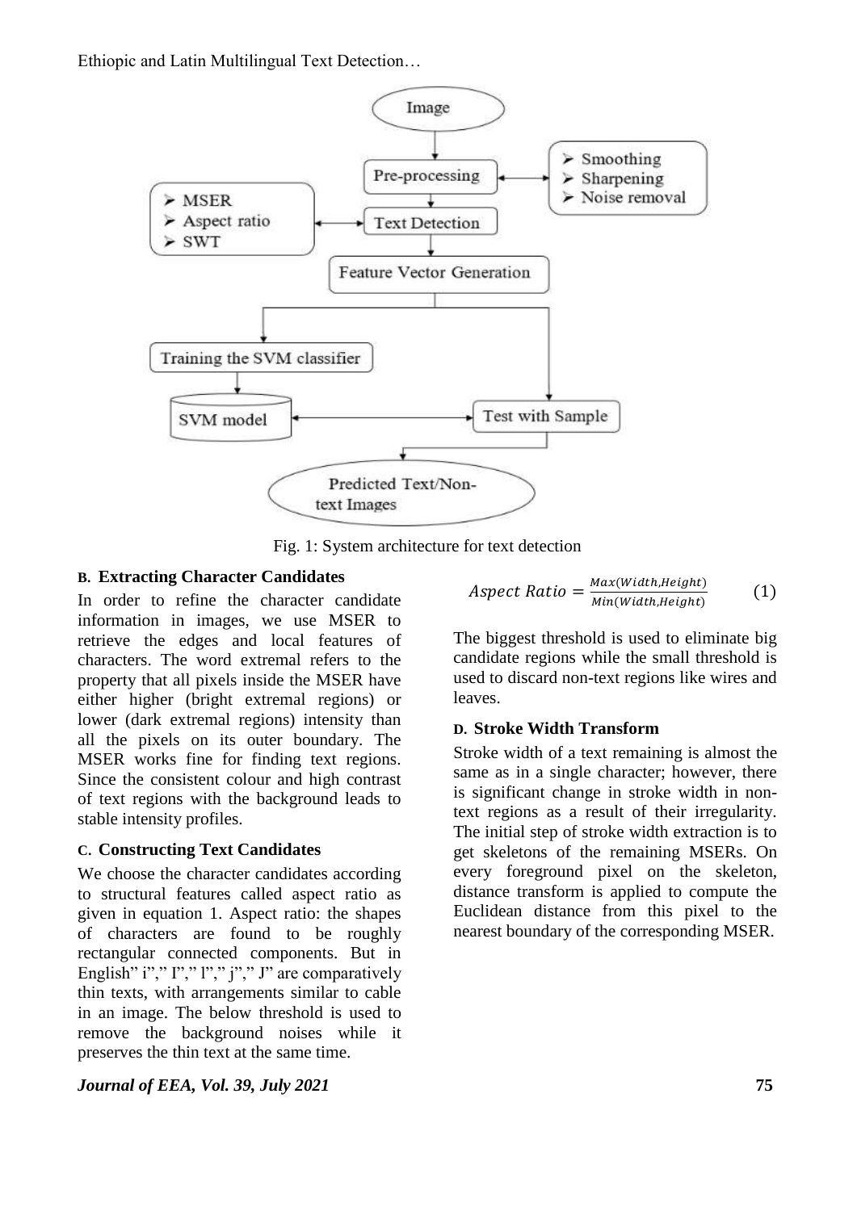Fig. 1: System architecture for text detection

### B. Extracting Character Candidates

In order to refine the character candidate information in images, we use MSER to retrieve the edges and local features of characters. The word extremal refers to the property that all pixels inside the MSER have either higher (bright extremal regions) or lower (dark extremal regions) intensity than all the pixels on its outer boundary. The MSER works fine for finding text regions. Since the consistent colour and high contrast of text regions with the background leads to stable intensity profiles.

### C. Constructing Text Candidates

We choose the character candidates according to structural features called aspect ratio as given in equation 1. Aspect ratio: the shapes of characters are found to be roughly rectangular connected components. But in English" i"," I"," l"," j"," J" are comparatively thin texts, with arrangements similar to cable in an image. The below threshold is used to remove the background noises while it preserves the thin text at the same time.

$$Aspect\ Ratio = \frac{Max(Width, Height)}{Min(Width, Height)} \qquad (1)$$

The biggest threshold is used to eliminate big candidate regions while the small threshold is used to discard non-text regions like wires and leaves.

### D. Stroke Width Transform

Stroke width of a text remaining is almost the same as in a single character; however, there is significant change in stroke width in non-text regions as a result of their irregularity. The initial step of stroke width extraction is to get skeletons of the remaining MSERs. On every foreground pixel on the skeleton, distance transform is applied to compute the Euclidean distance from this pixel to the nearest boundary of the corresponding MSER.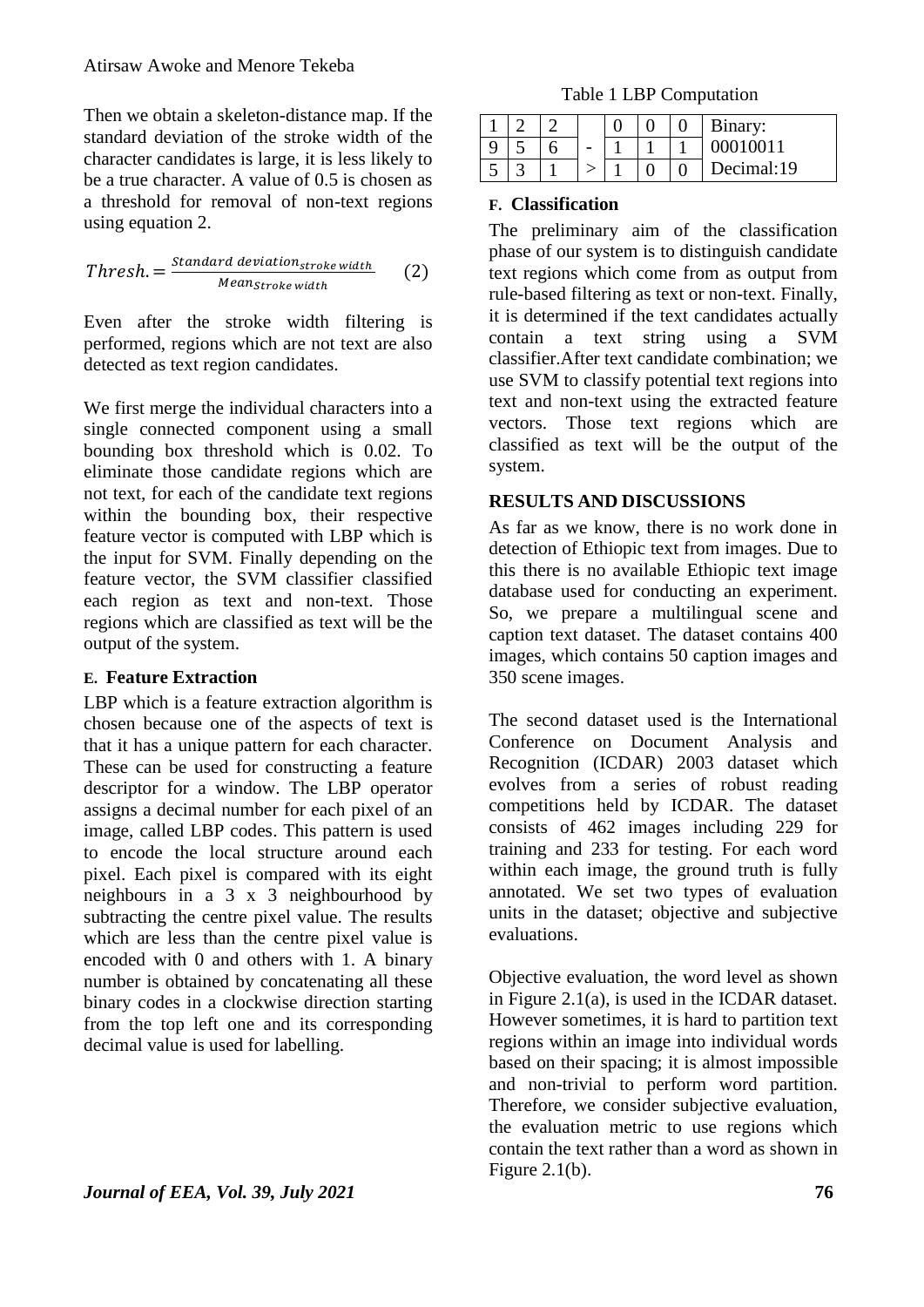Then we obtain a skeleton-distance map. If the standard deviation of the stroke width of the character candidates is large, it is less likely to be a true character. A value of 0.5 is chosen as a threshold for removal of non-text regions using equation 2.

$$Thresh. = \frac{Standard\ deviation_{stroke\ width}}{Mean_{Stroke\ width}} \qquad (2)$$

Even after the stroke width filtering is performed, regions which are not text are also detected as text region candidates.

We first merge the individual characters into a single connected component using a small bounding box threshold which is 0.02. To eliminate those candidate regions which are not text, for each of the candidate text regions within the bounding box, their respective feature vector is computed with LBP which is the input for SVM. Finally depending on the feature vector, the SVM classifier classified each region as text and non-text. Those regions which are classified as text will be the output of the system.

### E. Feature Extraction

LBP which is a feature extraction algorithm is chosen because one of the aspects of text is that it has a unique pattern for each character. These can be used for constructing a feature descriptor for a window. The LBP operator assigns a decimal number for each pixel of an image, called LBP codes. This pattern is used to encode the local structure around each pixel. Each pixel is compared with its eight neighbours in a 3 x 3 neighbourhood by subtracting the centre pixel value. The results which are less than the centre pixel value is encoded with 0 and others with 1. A binary number is obtained by concatenating all these binary codes in a clockwise direction starting from the top left one and its corresponding decimal value is used for labelling.

Table 1 LBP Computation

| | | | | | | | |
|---|---|---|---|---|---|---|---|
| 1 | 2 | 2 | | 0 | 0 | 0 | Binary: 00010011 |
| 9 | 5 | 6 | - | 1 | 1 | 1 | |
| 5 | 3 | 1 | > | 1 | 0 | 0 | Decimal:19 |

### F. Classification

The preliminary aim of the classification phase of our system is to distinguish candidate text regions which come from as output from rule-based filtering as text or non-text. Finally, it is determined if the text candidates actually contain a text string using a SVM classifier.After text candidate combination; we use SVM to classify potential text regions into text and non-text using the extracted feature vectors. Those text regions which are classified as text will be the output of the system.

## RESULTS AND DISCUSSIONS

As far as we know, there is no work done in detection of Ethiopic text from images. Due to this there is no available Ethiopic text image database used for conducting an experiment. So, we prepare a multilingual scene and caption text dataset. The dataset contains 400 images, which contains 50 caption images and 350 scene images.

The second dataset used is the International Conference on Document Analysis and Recognition (ICDAR) 2003 dataset which evolves from a series of robust reading competitions held by ICDAR. The dataset consists of 462 images including 229 for training and 233 for testing. For each word within each image, the ground truth is fully annotated. We set two types of evaluation units in the dataset; objective and subjective evaluations.

Objective evaluation, the word level as shown in Figure 2.1(a), is used in the ICDAR dataset. However sometimes, it is hard to partition text regions within an image into individual words based on their spacing; it is almost impossible and non-trivial to perform word partition. Therefore, we consider subjective evaluation, the evaluation metric to use regions which contain the text rather than a word as shown in Figure 2.1(b).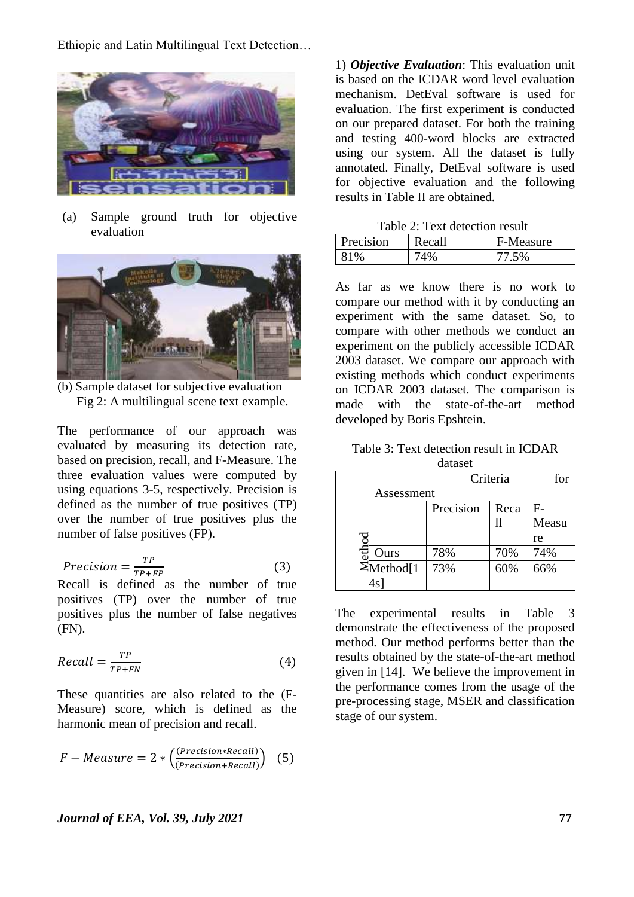(a) Sample ground truth for objective evaluation

(b) Sample dataset for subjective evaluation

Fig 2: A multilingual scene text example.

The performance of our approach was evaluated by measuring its detection rate, based on precision, recall, and F-Measure. The three evaluation values were computed by using equations 3-5, respectively. Precision is defined as the number of true positives (TP) over the number of true positives plus the number of false positives (FP).

$$Precision = \frac{TP}{TP+FP} \quad (3)$$

Recall is defined as the number of true positives (TP) over the number of true positives plus the number of false negatives (FN).

$$Recall = \frac{TP}{TP+FN} \quad (4)$$

These quantities are also related to the (F-Measure) score, which is defined as the harmonic mean of precision and recall.

$$F - Measure = 2 * \left(\frac{(Precision * Recall)}{(Precision + Recall)}\right) \quad (5)$$

1) ***Objective Evaluation***: This evaluation unit is based on the ICDAR word level evaluation mechanism. DetEval software is used for evaluation. The first experiment is conducted on our prepared dataset. For both the training and testing 400-word blocks are extracted using our system. All the dataset is fully annotated. Finally, DetEval software is used for objective evaluation and the following results in Table II are obtained.

Table 2: Text detection result

| Precision | Recall | F-Measure |
|---|---|---|
| 81% | 74% | 77.5% |

As far as we know there is no work to compare our method with it by conducting an experiment with the same dataset. So, to compare with other methods we conduct an experiment on the publicly accessible ICDAR 2003 dataset. We compare our approach with existing methods which conduct experiments on ICDAR 2003 dataset. The comparison is made with the state-of-the-art method developed by Boris Epshtein.

Table 3: Text detection result in ICDAR dataset

| | Criteria for Assessment | | | |
|---|---|---|---|---|
| Method | | Precision | Recall | F-Measure |
| | Ours | 78% | 70% | 74% |
| | Method[14s] | 73% | 60% | 66% |

The experimental results in Table 3 demonstrate the effectiveness of the proposed method. Our method performs better than the results obtained by the state-of-the-art method given in [14]. We believe the improvement in the performance comes from the usage of the pre-processing stage, MSER and classification stage of our system.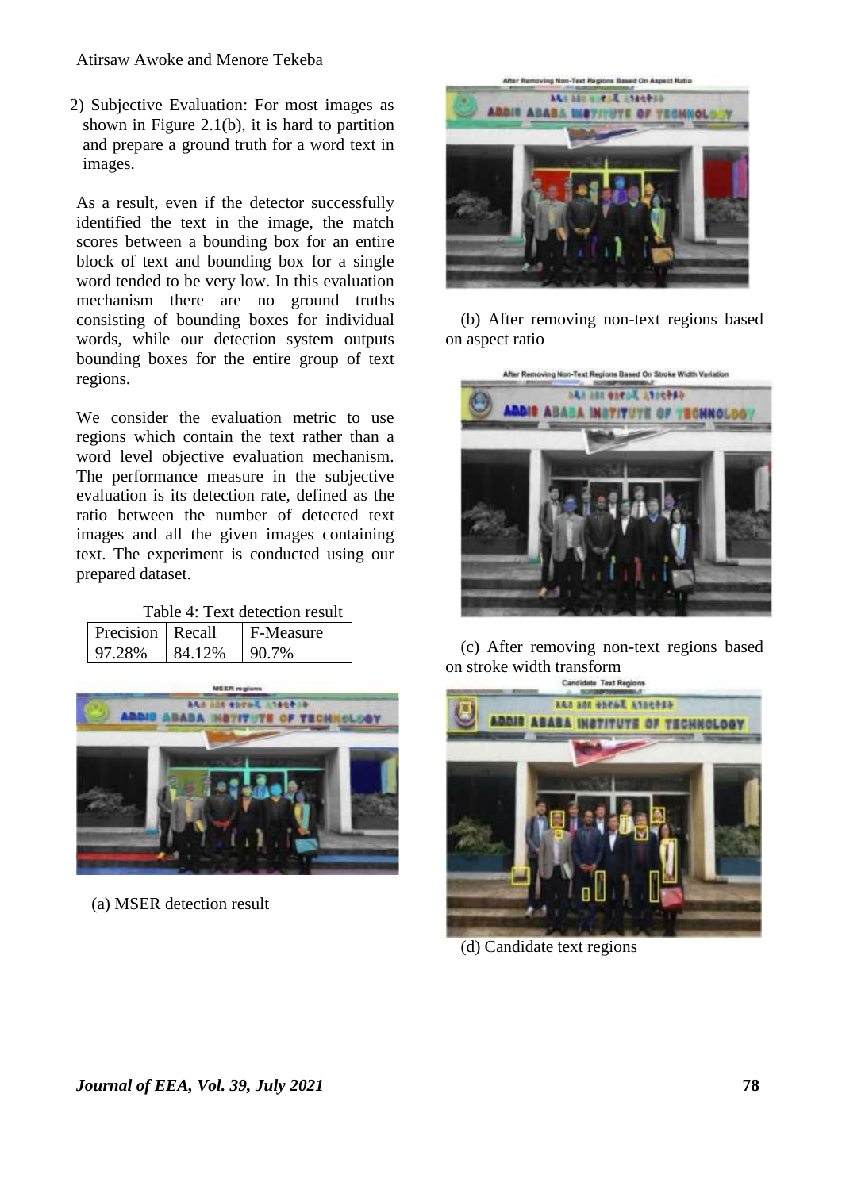2) Subjective Evaluation: For most images as shown in Figure 2.1(b), it is hard to partition and prepare a ground truth for a word text in images.

As a result, even if the detector successfully identified the text in the image, the match scores between a bounding box for an entire block of text and bounding box for a single word tended to be very low. In this evaluation mechanism there are no ground truths consisting of bounding boxes for individual words, while our detection system outputs bounding boxes for the entire group of text regions.

We consider the evaluation metric to use regions which contain the text rather than a word level objective evaluation mechanism. The performance measure in the subjective evaluation is its detection rate, defined as the ratio between the number of detected text images and all the given images containing text. The experiment is conducted using our prepared dataset.

Table 4: Text detection result

| Precision | Recall | F-Measure |
|---|---|---|
| 97.28% | 84.12% | 90.7% |

(a) MSER detection result

(b) After removing non-text regions based on aspect ratio

(c) After removing non-text regions based on stroke width transform

(d) Candidate text regions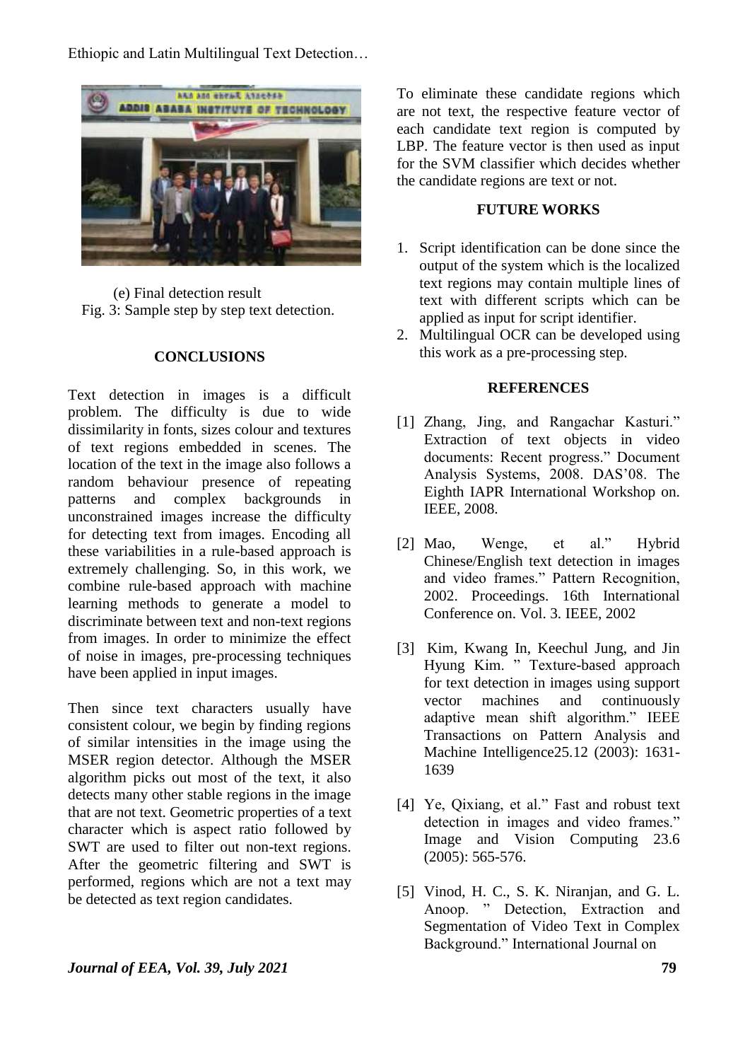(e) Final detection result

Fig. 3: Sample step by step text detection.

## CONCLUSIONS

Text detection in images is a difficult problem. The difficulty is due to wide dissimilarity in fonts, sizes colour and textures of text regions embedded in scenes. The location of the text in the image also follows a random behaviour presence of repeating patterns and complex backgrounds in unconstrained images increase the difficulty for detecting text from images. Encoding all these variabilities in a rule-based approach is extremely challenging. So, in this work, we combine rule-based approach with machine learning methods to generate a model to discriminate between text and non-text regions from images. In order to minimize the effect of noise in images, pre-processing techniques have been applied in input images.

Then since text characters usually have consistent colour, we begin by finding regions of similar intensities in the image using the MSER region detector. Although the MSER algorithm picks out most of the text, it also detects many other stable regions in the image that are not text. Geometric properties of a text character which is aspect ratio followed by SWT are used to filter out non-text regions. After the geometric filtering and SWT is performed, regions which are not a text may be detected as text region candidates.

To eliminate these candidate regions which are not text, the respective feature vector of each candidate text region is computed by LBP. The feature vector is then used as input for the SVM classifier which decides whether the candidate regions are text or not.

## FUTURE WORKS

1. Script identification can be done since the output of the system which is the localized text regions may contain multiple lines of text with different scripts which can be applied as input for script identifier.
2. Multilingual OCR can be developed using this work as a pre-processing step.

## REFERENCES

[1] Zhang, Jing, and Rangachar Kasturi." Extraction of text objects in video documents: Recent progress." Document Analysis Systems, 2008. DAS'08. The Eighth IAPR International Workshop on. IEEE, 2008.

[2] Mao, Wenge, et al." Hybrid Chinese/English text detection in images and video frames." Pattern Recognition, 2002. Proceedings. 16th International Conference on. Vol. 3. IEEE, 2002

[3] Kim, Kwang In, Keechul Jung, and Jin Hyung Kim. " Texture-based approach for text detection in images using support vector machines and continuously adaptive mean shift algorithm." IEEE Transactions on Pattern Analysis and Machine Intelligence25.12 (2003): 1631-1639

[4] Ye, Qixiang, et al." Fast and robust text detection in images and video frames." Image and Vision Computing 23.6 (2005): 565-576.

[5] Vinod, H. C., S. K. Niranjan, and G. L. Anoop. " Detection, Extraction and Segmentation of Video Text in Complex Background." International Journal on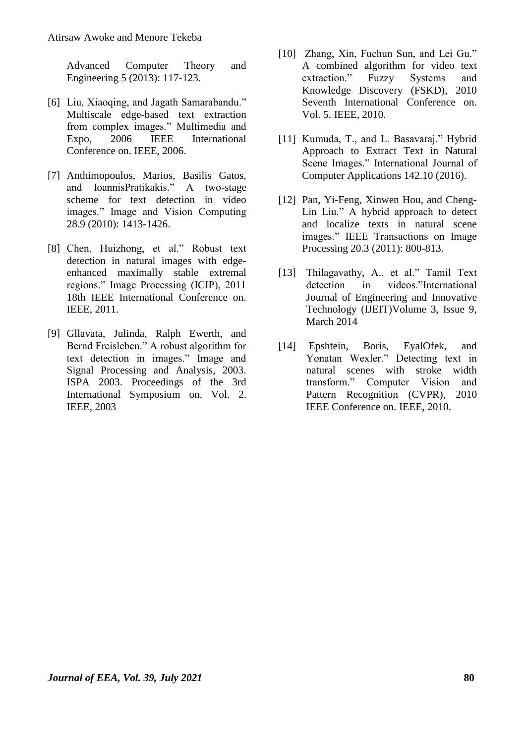Advanced Computer Theory and Engineering 5 (2013): 117-123.

[6] Liu, Xiaoqing, and Jagath Samarabandu." Multiscale edge-based text extraction from complex images." Multimedia and Expo, 2006 IEEE International Conference on. IEEE, 2006.

[7] Anthimopoulos, Marios, Basilis Gatos, and IoannisPratikakis." A two-stage scheme for text detection in video images." Image and Vision Computing 28.9 (2010): 1413-1426.

[8] Chen, Huizhong, et al." Robust text detection in natural images with edge-enhanced maximally stable extremal regions." Image Processing (ICIP), 2011 18th IEEE International Conference on. IEEE, 2011.

[9] Gllavata, Julinda, Ralph Ewerth, and Bernd Freisleben." A robust algorithm for text detection in images." Image and Signal Processing and Analysis, 2003. ISPA 2003. Proceedings of the 3rd International Symposium on. Vol. 2. IEEE, 2003

[10] Zhang, Xin, Fuchun Sun, and Lei Gu." A combined algorithm for video text extraction." Fuzzy Systems and Knowledge Discovery (FSKD), 2010 Seventh International Conference on. Vol. 5. IEEE, 2010.

[11] Kumuda, T., and L. Basavaraj." Hybrid Approach to Extract Text in Natural Scene Images." International Journal of Computer Applications 142.10 (2016).

[12] Pan, Yi-Feng, Xinwen Hou, and Cheng-Lin Liu." A hybrid approach to detect and localize texts in natural scene images." IEEE Transactions on Image Processing 20.3 (2011): 800-813.

[13] Thilagavathy, A., et al." Tamil Text detection in videos."International Journal of Engineering and Innovative Technology (IJEIT)Volume 3, Issue 9, March 2014

[14] Epshtein, Boris, EyalOfek, and Yonatan Wexler." Detecting text in natural scenes with stroke width transform." Computer Vision and Pattern Recognition (CVPR), 2010 IEEE Conference on. IEEE, 2010.